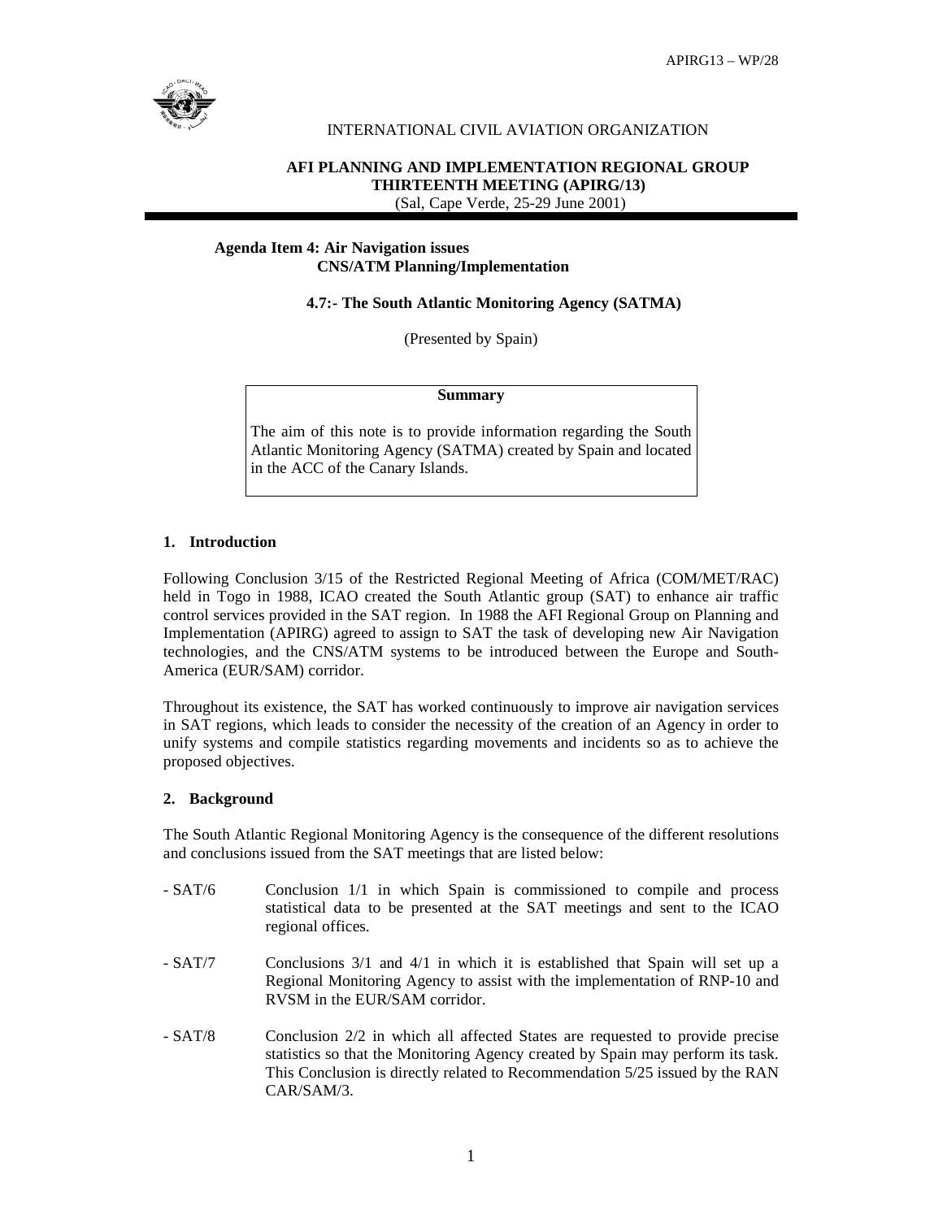INTERNATIONAL CIVIL AVIATION ORGANIZATION

**AFI PLANNING AND IMPLEMENTATION REGIONAL GROUP**
**THIRTEENTH MEETING (APIRG/13)**
(Sal, Cape Verde, 25-29 June 2001)

**Agenda Item 4: Air Navigation issues**
**CNS/ATM Planning/Implementation**

**4.7:- The South Atlantic Monitoring Agency (SATMA)**

(Presented by Spain)

| **Summary** |
| --- |
| The aim of this note is to provide information regarding the South Atlantic Monitoring Agency (SATMA) created by Spain and located in the ACC of the Canary Islands. |

## 1. Introduction

Following Conclusion 3/15 of the Restricted Regional Meeting of Africa (COM/MET/RAC) held in Togo in 1988, ICAO created the South Atlantic group (SAT) to enhance air traffic control services provided in the SAT region. In 1988 the AFI Regional Group on Planning and Implementation (APIRG) agreed to assign to SAT the task of developing new Air Navigation technologies, and the CNS/ATM systems to be introduced between the Europe and South-America (EUR/SAM) corridor.

Throughout its existence, the SAT has worked continuously to improve air navigation services in SAT regions, which leads to consider the necessity of the creation of an Agency in order to unify systems and compile statistics regarding movements and incidents so as to achieve the proposed objectives.

## 2. Background

The South Atlantic Regional Monitoring Agency is the consequence of the different resolutions and conclusions issued from the SAT meetings that are listed below:

- SAT/6 Conclusion 1/1 in which Spain is commissioned to compile and process statistical data to be presented at the SAT meetings and sent to the ICAO regional offices.
- SAT/7 Conclusions 3/1 and 4/1 in which it is established that Spain will set up a Regional Monitoring Agency to assist with the implementation of RNP-10 and RVSM in the EUR/SAM corridor.
- SAT/8 Conclusion 2/2 in which all affected States are requested to provide precise statistics so that the Monitoring Agency created by Spain may perform its task. This Conclusion is directly related to Recommendation 5/25 issued by the RAN CAR/SAM/3.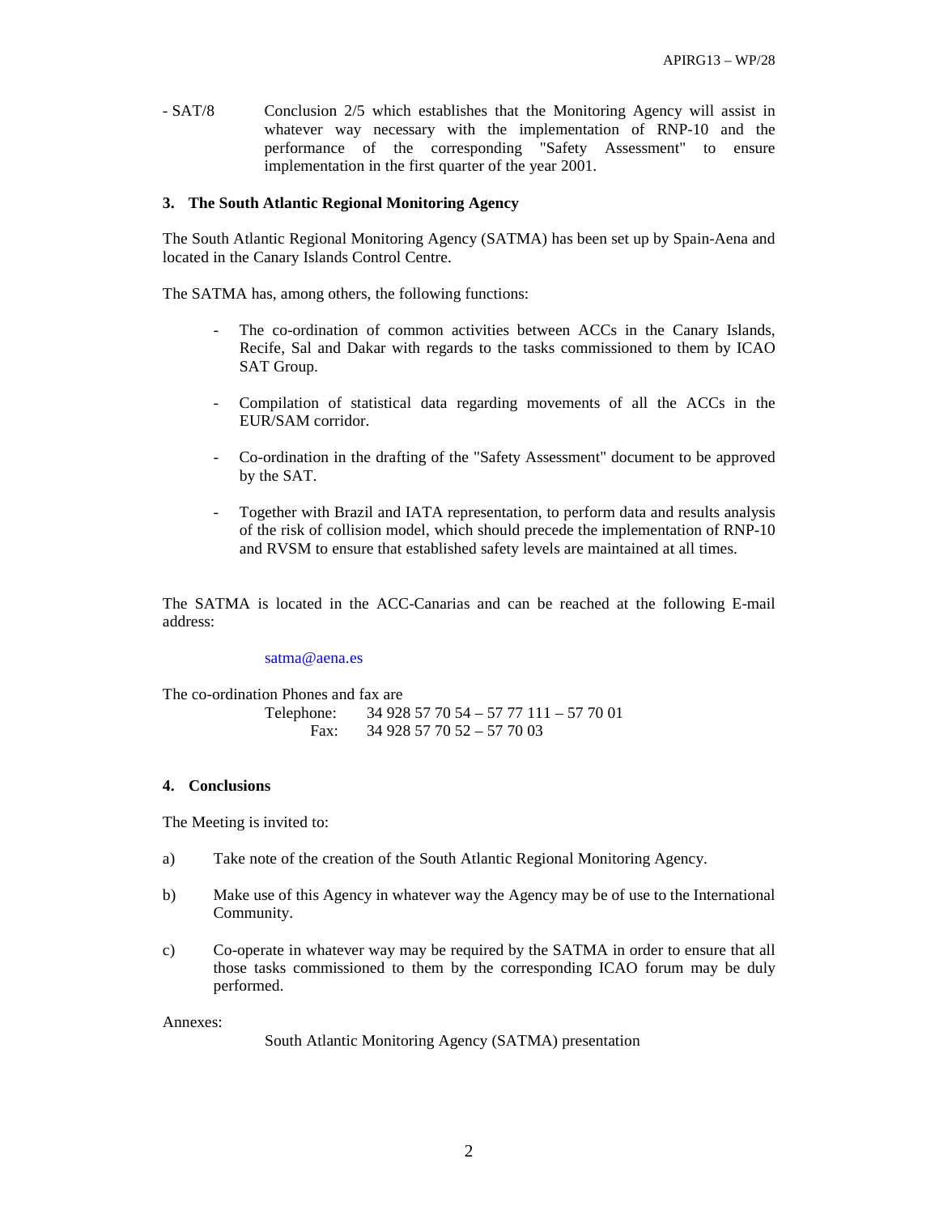- SAT/8 Conclusion 2/5 which establishes that the Monitoring Agency will assist in whatever way necessary with the implementation of RNP-10 and the performance of the corresponding "Safety Assessment" to ensure implementation in the first quarter of the year 2001.

## 3. The South Atlantic Regional Monitoring Agency

The South Atlantic Regional Monitoring Agency (SATMA) has been set up by Spain-Aena and located in the Canary Islands Control Centre.

The SATMA has, among others, the following functions:

- The co-ordination of common activities between ACCs in the Canary Islands, Recife, Sal and Dakar with regards to the tasks commissioned to them by ICAO SAT Group.

- Compilation of statistical data regarding movements of all the ACCs in the EUR/SAM corridor.

- Co-ordination in the drafting of the "Safety Assessment" document to be approved by the SAT.

- Together with Brazil and IATA representation, to perform data and results analysis of the risk of collision model, which should precede the implementation of RNP-10 and RVSM to ensure that established safety levels are maintained at all times.

The SATMA is located in the ACC-Canarias and can be reached at the following E-mail address:

satma@aena.es

The co-ordination Phones and fax are

Telephone: 34 928 57 70 54 – 57 77 111 – 57 70 01
Fax: 34 928 57 70 52 – 57 70 03

## 4. Conclusions

The Meeting is invited to:

a) Take note of the creation of the South Atlantic Regional Monitoring Agency.

b) Make use of this Agency in whatever way the Agency may be of use to the International Community.

c) Co-operate in whatever way may be required by the SATMA in order to ensure that all those tasks commissioned to them by the corresponding ICAO forum may be duly performed.

Annexes:

South Atlantic Monitoring Agency (SATMA) presentation